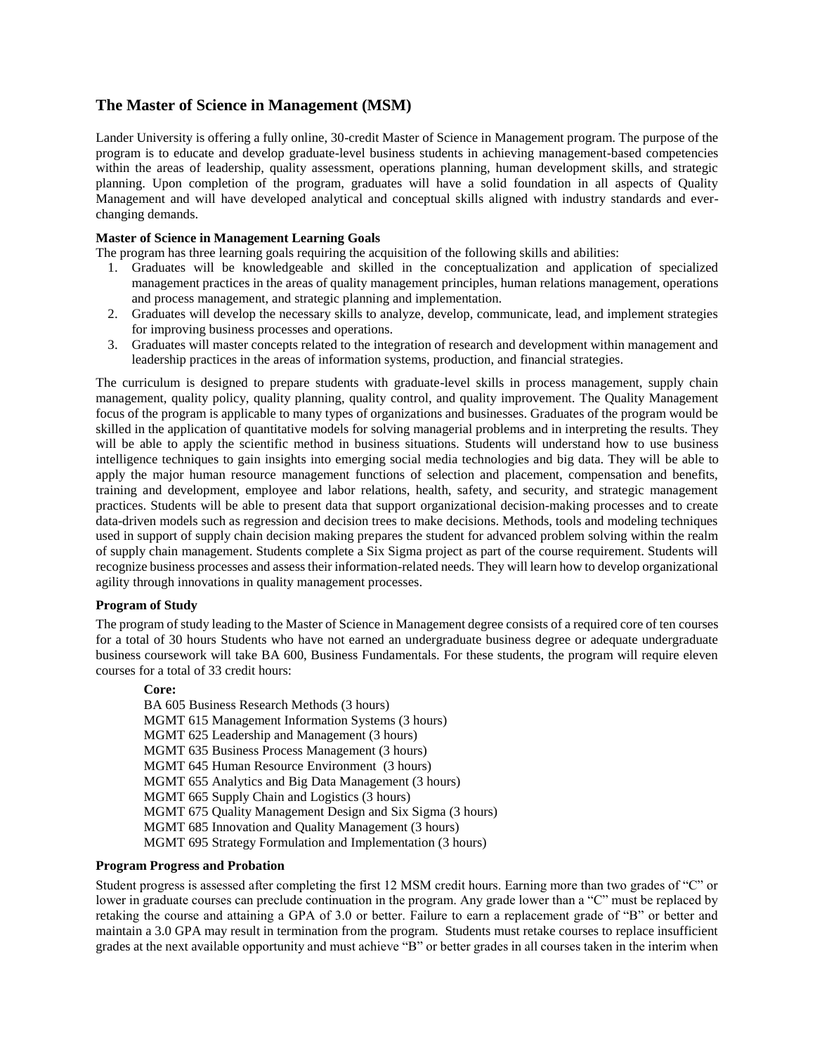## The Master of Science in Management (MSM)

Lander University is offering a fully online, 30-credit Master of Science in Management program. The purpose of the program is to educate and develop graduate-level business students in achieving management-based competencies within the areas of leadership, quality assessment, operations planning, human development skills, and strategic planning. Upon completion of the program, graduates will have a solid foundation in all aspects of Quality Management and will have developed analytical and conceptual skills aligned with industry standards and ever-changing demands.

**Master of Science in Management Learning Goals**

The program has three learning goals requiring the acquisition of the following skills and abilities:

1. Graduates will be knowledgeable and skilled in the conceptualization and application of specialized management practices in the areas of quality management principles, human relations management, operations and process management, and strategic planning and implementation.
2. Graduates will develop the necessary skills to analyze, develop, communicate, lead, and implement strategies for improving business processes and operations.
3. Graduates will master concepts related to the integration of research and development within management and leadership practices in the areas of information systems, production, and financial strategies.

The curriculum is designed to prepare students with graduate-level skills in process management, supply chain management, quality policy, quality planning, quality control, and quality improvement. The Quality Management focus of the program is applicable to many types of organizations and businesses. Graduates of the program would be skilled in the application of quantitative models for solving managerial problems and in interpreting the results. They will be able to apply the scientific method in business situations. Students will understand how to use business intelligence techniques to gain insights into emerging social media technologies and big data. They will be able to apply the major human resource management functions of selection and placement, compensation and benefits, training and development, employee and labor relations, health, safety, and security, and strategic management practices. Students will be able to present data that support organizational decision-making processes and to create data-driven models such as regression and decision trees to make decisions. Methods, tools and modeling techniques used in support of supply chain decision making prepares the student for advanced problem solving within the realm of supply chain management. Students complete a Six Sigma project as part of the course requirement. Students will recognize business processes and assess their information-related needs. They will learn how to develop organizational agility through innovations in quality management processes.

**Program of Study**

The program of study leading to the Master of Science in Management degree consists of a required core of ten courses for a total of 30 hours Students who have not earned an undergraduate business degree or adequate undergraduate business coursework will take BA 600, Business Fundamentals. For these students, the program will require eleven courses for a total of 33 credit hours:

**Core:**

BA 605 Business Research Methods (3 hours)
MGMT 615 Management Information Systems (3 hours)
MGMT 625 Leadership and Management (3 hours)
MGMT 635 Business Process Management (3 hours)
MGMT 645 Human Resource Environment (3 hours)
MGMT 655 Analytics and Big Data Management (3 hours)
MGMT 665 Supply Chain and Logistics (3 hours)
MGMT 675 Quality Management Design and Six Sigma (3 hours)
MGMT 685 Innovation and Quality Management (3 hours)
MGMT 695 Strategy Formulation and Implementation (3 hours)

**Program Progress and Probation**

Student progress is assessed after completing the first 12 MSM credit hours. Earning more than two grades of "C" or lower in graduate courses can preclude continuation in the program. Any grade lower than a "C" must be replaced by retaking the course and attaining a GPA of 3.0 or better. Failure to earn a replacement grade of "B" or better and maintain a 3.0 GPA may result in termination from the program. Students must retake courses to replace insufficient grades at the next available opportunity and must achieve "B" or better grades in all courses taken in the interim when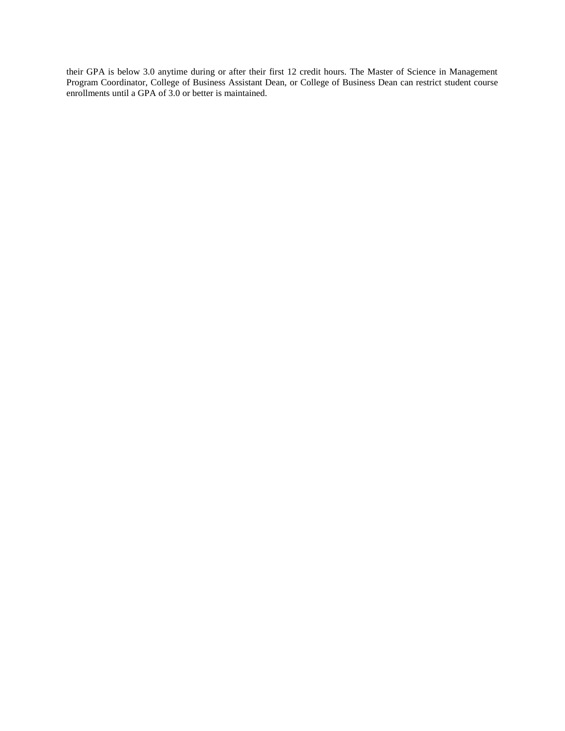their GPA is below 3.0 anytime during or after their first 12 credit hours. The Master of Science in Management Program Coordinator, College of Business Assistant Dean, or College of Business Dean can restrict student course enrollments until a GPA of 3.0 or better is maintained.